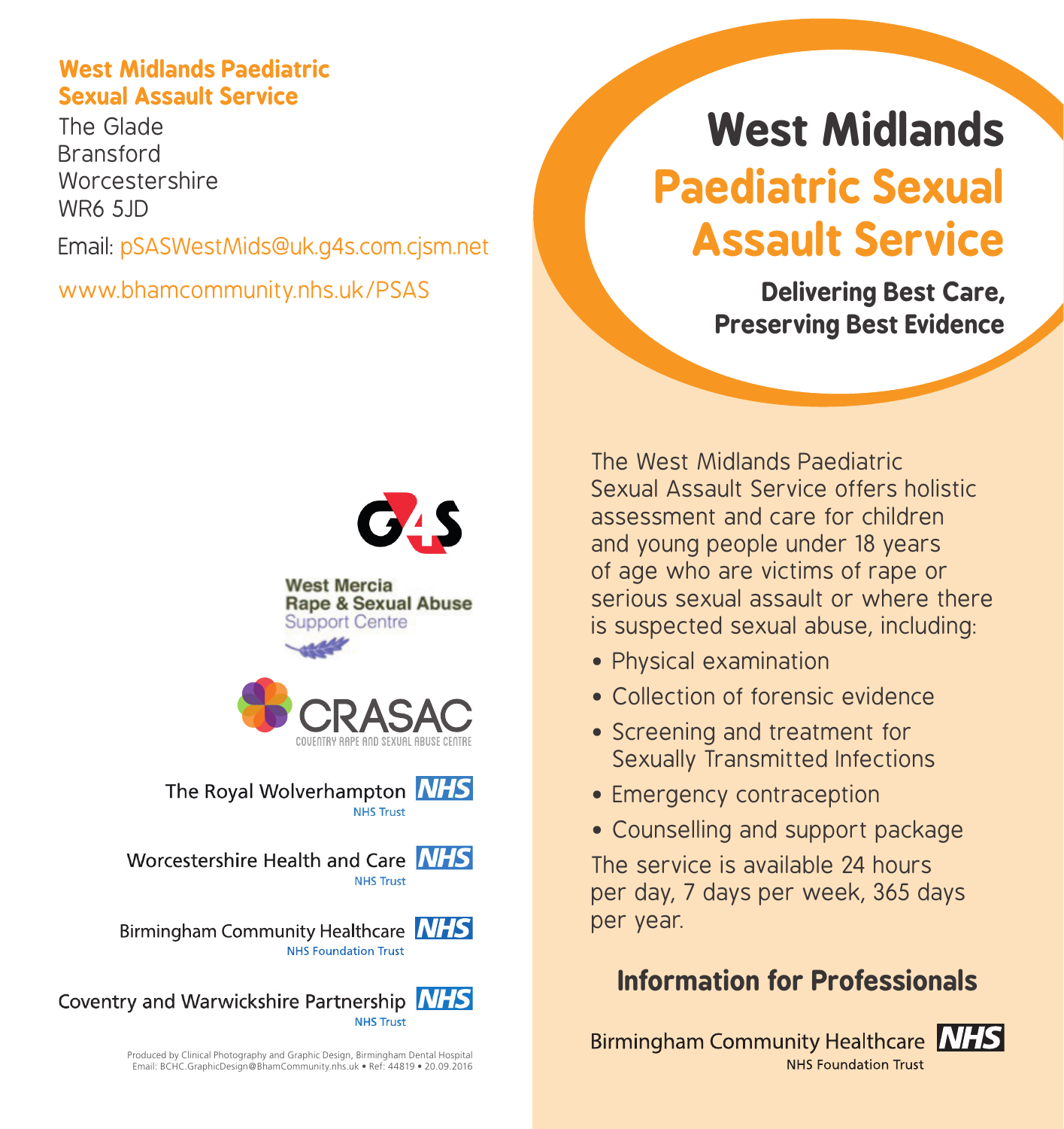**West Midlands Paediatric Sexual Assault Service**

The Glade
Bransford
Worcestershire
WR6 5JD

Email: pSASWestMids@uk.g4s.com.cjsm.net

www.bhamcommunity.nhs.uk/PSAS

G4S

West Mercia Rape & Sexual Abuse Support Centre

CRASAC
COVENTRY RAPE AND SEXUAL ABUSE CENTRE

The Royal Wolverhampton NHS
NHS Trust

Worcestershire Health and Care NHS
NHS Trust

Birmingham Community Healthcare NHS
NHS Foundation Trust

Coventry and Warwickshire Partnership NHS
NHS Trust

Produced by Clinical Photography and Graphic Design, Birmingham Dental Hospital
Email: BCHC.GraphicDesign@BhamCommunity.nhs.uk • Ref: 44819 • 20.09.2016

# West Midlands Paediatric Sexual Assault Service

**Delivering Best Care, Preserving Best Evidence**

The West Midlands Paediatric Sexual Assault Service offers holistic assessment and care for children and young people under 18 years of age who are victims of rape or serious sexual assault or where there is suspected sexual abuse, including:

- Physical examination
- Collection of forensic evidence
- Screening and treatment for Sexually Transmitted Infections
- Emergency contraception
- Counselling and support package

The service is available 24 hours per day, 7 days per week, 365 days per year.

## Information for Professionals

Birmingham Community Healthcare NHS
NHS Foundation Trust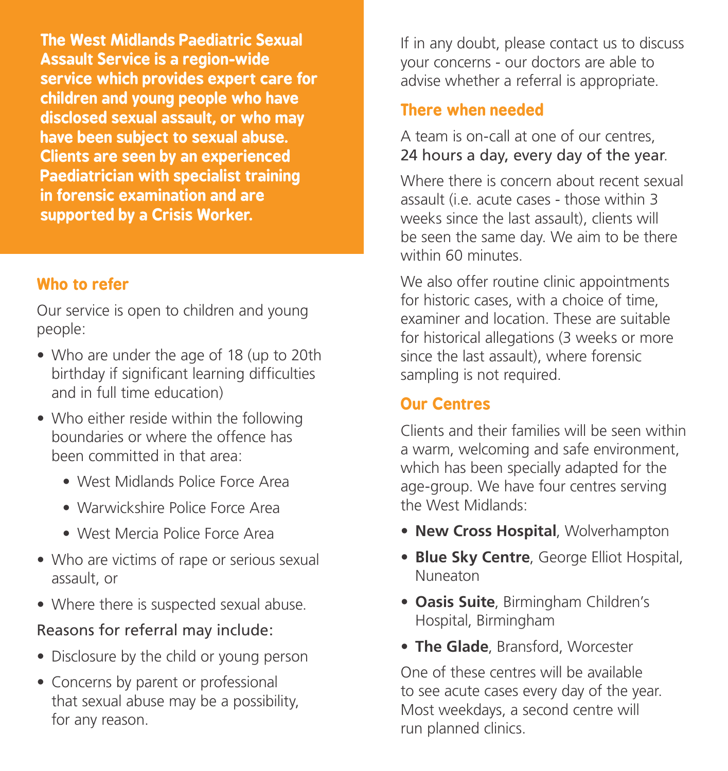**The West Midlands Paediatric Sexual Assault Service is a region-wide service which provides expert care for children and young people who have disclosed sexual assault, or who may have been subject to sexual abuse. Clients are seen by an experienced Paediatrician with specialist training in forensic examination and are supported by a Crisis Worker.**

## Who to refer

Our service is open to children and young people:

- Who are under the age of 18 (up to 20th birthday if significant learning difficulties and in full time education)
- Who either reside within the following boundaries or where the offence has been committed in that area:
  - West Midlands Police Force Area
  - Warwickshire Police Force Area
  - West Mercia Police Force Area
- Who are victims of rape or serious sexual assault, or
- Where there is suspected sexual abuse.

Reasons for referral may include:

- Disclosure by the child or young person
- Concerns by parent or professional that sexual abuse may be a possibility, for any reason.

If in any doubt, please contact us to discuss your concerns - our doctors are able to advise whether a referral is appropriate.

## There when needed

A team is on-call at one of our centres, 24 hours a day, every day of the year.

Where there is concern about recent sexual assault (i.e. acute cases - those within 3 weeks since the last assault), clients will be seen the same day. We aim to be there within 60 minutes.

We also offer routine clinic appointments for historic cases, with a choice of time, examiner and location. These are suitable for historical allegations (3 weeks or more since the last assault), where forensic sampling is not required.

## Our Centres

Clients and their families will be seen within a warm, welcoming and safe environment, which has been specially adapted for the age-group. We have four centres serving the West Midlands:

- **New Cross Hospital**, Wolverhampton
- **Blue Sky Centre**, George Elliot Hospital, Nuneaton
- **Oasis Suite**, Birmingham Children's Hospital, Birmingham
- **The Glade**, Bransford, Worcester

One of these centres will be available to see acute cases every day of the year. Most weekdays, a second centre will run planned clinics.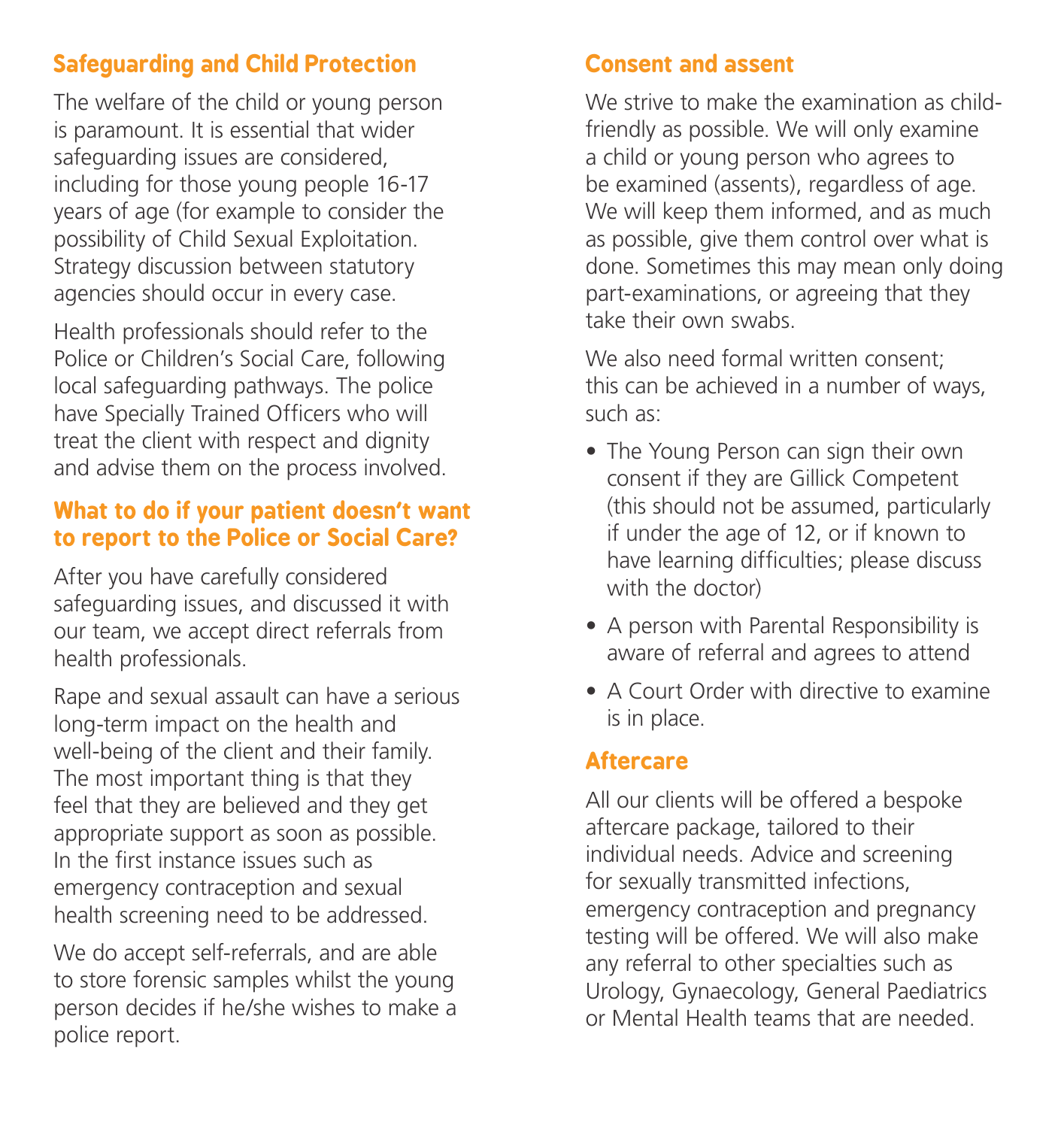## Safeguarding and Child Protection

The welfare of the child or young person is paramount. It is essential that wider safeguarding issues are considered, including for those young people 16-17 years of age (for example to consider the possibility of Child Sexual Exploitation. Strategy discussion between statutory agencies should occur in every case.

Health professionals should refer to the Police or Children's Social Care, following local safeguarding pathways. The police have Specially Trained Officers who will treat the client with respect and dignity and advise them on the process involved.

## What to do if your patient doesn't want to report to the Police or Social Care?

After you have carefully considered safeguarding issues, and discussed it with our team, we accept direct referrals from health professionals.

Rape and sexual assault can have a serious long-term impact on the health and well-being of the client and their family. The most important thing is that they feel that they are believed and they get appropriate support as soon as possible. In the first instance issues such as emergency contraception and sexual health screening need to be addressed.

We do accept self-referrals, and are able to store forensic samples whilst the young person decides if he/she wishes to make a police report.

## Consent and assent

We strive to make the examination as child-friendly as possible. We will only examine a child or young person who agrees to be examined (assents), regardless of age. We will keep them informed, and as much as possible, give them control over what is done. Sometimes this may mean only doing part-examinations, or agreeing that they take their own swabs.

We also need formal written consent; this can be achieved in a number of ways, such as:

- The Young Person can sign their own consent if they are Gillick Competent (this should not be assumed, particularly if under the age of 12, or if known to have learning difficulties; please discuss with the doctor)
- A person with Parental Responsibility is aware of referral and agrees to attend
- A Court Order with directive to examine is in place.

## Aftercare

All our clients will be offered a bespoke aftercare package, tailored to their individual needs. Advice and screening for sexually transmitted infections, emergency contraception and pregnancy testing will be offered. We will also make any referral to other specialties such as Urology, Gynaecology, General Paediatrics or Mental Health teams that are needed.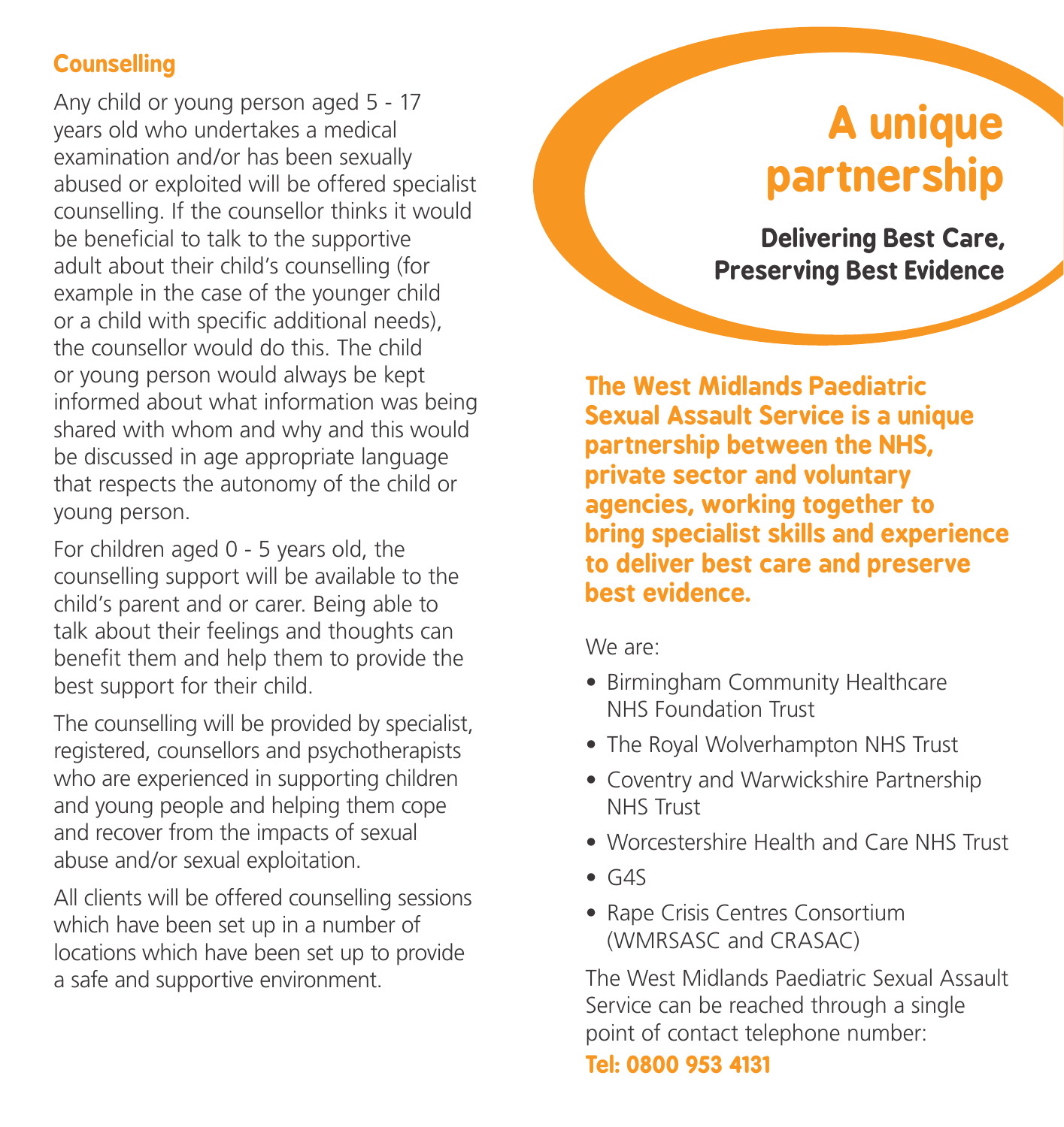## Counselling

Any child or young person aged 5 - 17 years old who undertakes a medical examination and/or has been sexually abused or exploited will be offered specialist counselling. If the counsellor thinks it would be beneficial to talk to the supportive adult about their child's counselling (for example in the case of the younger child or a child with specific additional needs), the counsellor would do this. The child or young person would always be kept informed about what information was being shared with whom and why and this would be discussed in age appropriate language that respects the autonomy of the child or young person.

For children aged 0 - 5 years old, the counselling support will be available to the child's parent and or carer. Being able to talk about their feelings and thoughts can benefit them and help them to provide the best support for their child.

The counselling will be provided by specialist, registered, counsellors and psychotherapists who are experienced in supporting children and young people and helping them cope and recover from the impacts of sexual abuse and/or sexual exploitation.

All clients will be offered counselling sessions which have been set up in a number of locations which have been set up to provide a safe and supportive environment.

# A unique partnership

**Delivering Best Care, Preserving Best Evidence**

**The West Midlands Paediatric Sexual Assault Service is a unique partnership between the NHS, private sector and voluntary agencies, working together to bring specialist skills and experience to deliver best care and preserve best evidence.**

We are:

- Birmingham Community Healthcare NHS Foundation Trust
- The Royal Wolverhampton NHS Trust
- Coventry and Warwickshire Partnership NHS Trust
- Worcestershire Health and Care NHS Trust
- G4S
- Rape Crisis Centres Consortium (WMRSASC and CRASAC)

The West Midlands Paediatric Sexual Assault Service can be reached through a single point of contact telephone number:

**Tel: 0800 953 4131**